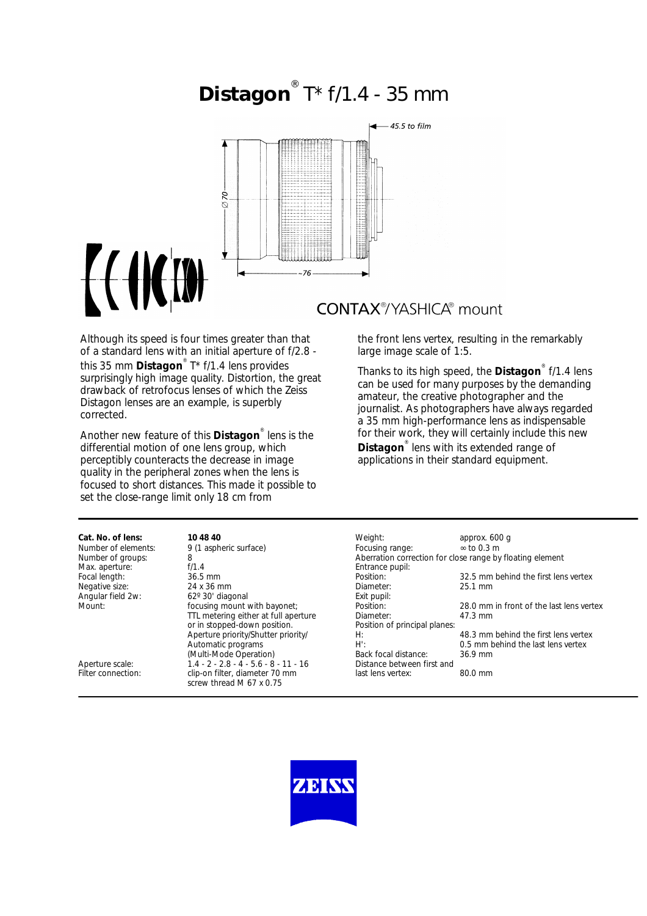# **Distagon**® T* f/1.4 - 35 mm

CONTAX®/YASHICA® mount

Although its speed is four times greater than that of a standard lens with an initial aperture of f/2.8 - this 35 mm **Distagon**® T* f/1.4 lens provides surprisingly high image quality. Distortion, the great drawback of retrofocus lenses of which the Zeiss Distagon lenses are an example, is superbly corrected.

Another new feature of this **Distagon**® lens is the differential motion of one lens group, which perceptibly counteracts the decrease in image quality in the peripheral zones when the lens is focused to short distances. This made it possible to set the close-range limit only 18 cm from the front lens vertex, resulting in the remarkably large image scale of 1:5.

Thanks to its high speed, the **Distagon**® f/1.4 lens can be used for many purposes by the demanding amateur, the creative photographer and the journalist. As photographers have always regarded a 35 mm high-performance lens as indispensable for their work, they will certainly include this new **Distagon**® lens with its extended range of applications in their standard equipment.

| | |
|---|---|
| **Cat. No. of lens:** | **10 48 40** |
| Number of elements: | 9 (1 aspheric surface) |
| Number of groups: | 8 |
| Max. aperture: | f/1.4 |
| Focal length: | 36.5 mm |
| Negative size: | 24 x 36 mm |
| Angular field 2w: | 62º 30' diagonal |
| Mount: | focusing mount with bayonet; TTL metering either at full aperture or in stopped-down position. Aperture priority/Shutter priority/ Automatic programs (Multi-Mode Operation) |
| Aperture scale: | 1.4 - 2 - 2.8 - 4 - 5.6 - 8 - 11 - 16 |
| Filter connection: | clip-on filter, diameter 70 mm screw thread M 67 x 0.75 |

| | |
|---|---|
| Weight: | approx. 600 g |
| Focusing range: | ∞ to 0.3 m |
| Aberration correction for close range by floating element | |
| Entrance pupil: | |
| Position: | 32.5 mm behind the first lens vertex |
| Diameter: | 25.1 mm |
| Exit pupil: | |
| Position: | 28.0 mm in front of the last lens vertex |
| Diameter: | 47.3 mm |
| Position of principal planes: | |
| H: | 48.3 mm behind the first lens vertex |
| H': | 0.5 mm behind the last lens vertex |
| Back focal distance: | 36.9 mm |
| Distance between first and last lens vertex: | 80.0 mm |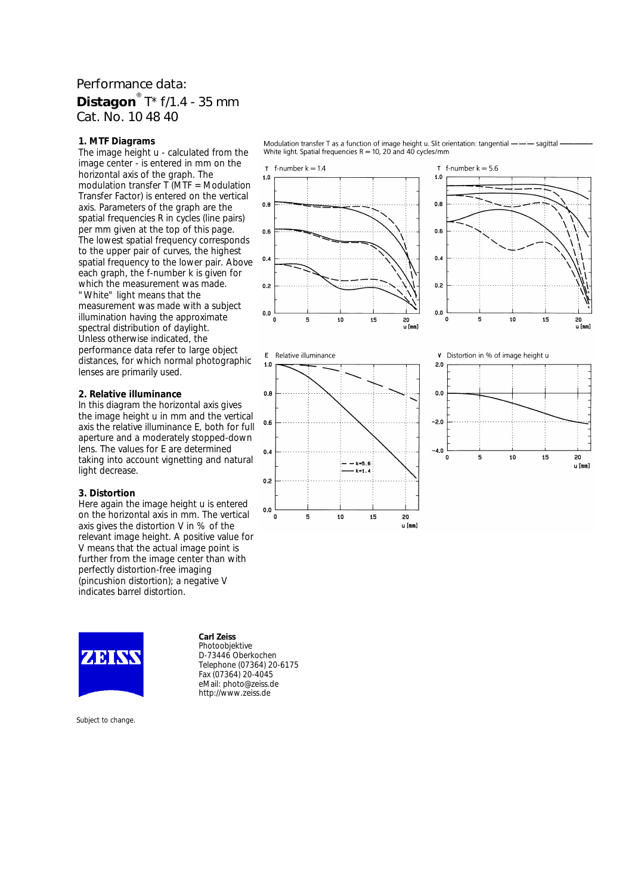Performance data:

# Distagon® T* f/1.4 - 35 mm

Cat. No. 10 48 40

### 1. MTF Diagrams

The image height u - calculated from the image center - is entered in mm on the horizontal axis of the graph. The modulation transfer T (MTF = Modulation Transfer Factor) is entered on the vertical axis. Parameters of the graph are the spatial frequencies R in cycles (line pairs) per mm given at the top of this page. The lowest spatial frequency corresponds to the upper pair of curves, the highest spatial frequency to the lower pair. Above each graph, the f-number k is given for which the measurement was made. "White" light means that the measurement was made with a subject illumination having the approximate spectral distribution of daylight.
Unless otherwise indicated, the performance data refer to large object distances, for which normal photographic lenses are primarily used.

### 2. Relative illuminance

In this diagram the horizontal axis gives the image height u in mm and the vertical axis the relative illuminance E, both for full aperture and a moderately stopped-down lens. The values for E are determined taking into account vignetting and natural light decrease.

### 3. Distortion

Here again the image height u is entered on the horizontal axis in mm. The vertical axis gives the distortion V in % of the relevant image height. A positive value for V means that the actual image point is further from the image center than with perfectly distortion-free imaging (pincushion distortion); a negative V indicates barrel distortion.

Modulation transfer T as a function of image height u. Slit orientation: tangential — — — sagittal ———
White light. Spatial frequencies R = 10, 20 and 40 cycles/mm

T f-number k = 1.4

1.0
0.8
0.6
0.4
0.2
0.0
0 5 10 15 20
u [mm]

T f-number k = 5.6

1.0
0.8
0.6
0.4
0.2
0.0
0 5 10 15 20
u [mm]

E Relative illuminance

1.0
0.8
0.6
0.4
0.2
0.0
0 5 10 15 20
u [mm]

k=5.6
k=1.4

V Distortion in % of image height u

2.0
0.0
-2.0
-4.0
0 5 10 15 20
u [mm]

**Carl Zeiss**
Photoobjektive
D-73446 Oberkochen
Telephone (07364) 20-6175
Fax (07364) 20-4045
eMail: photo@zeiss.de
http://www.zeiss.de

Subject to change.